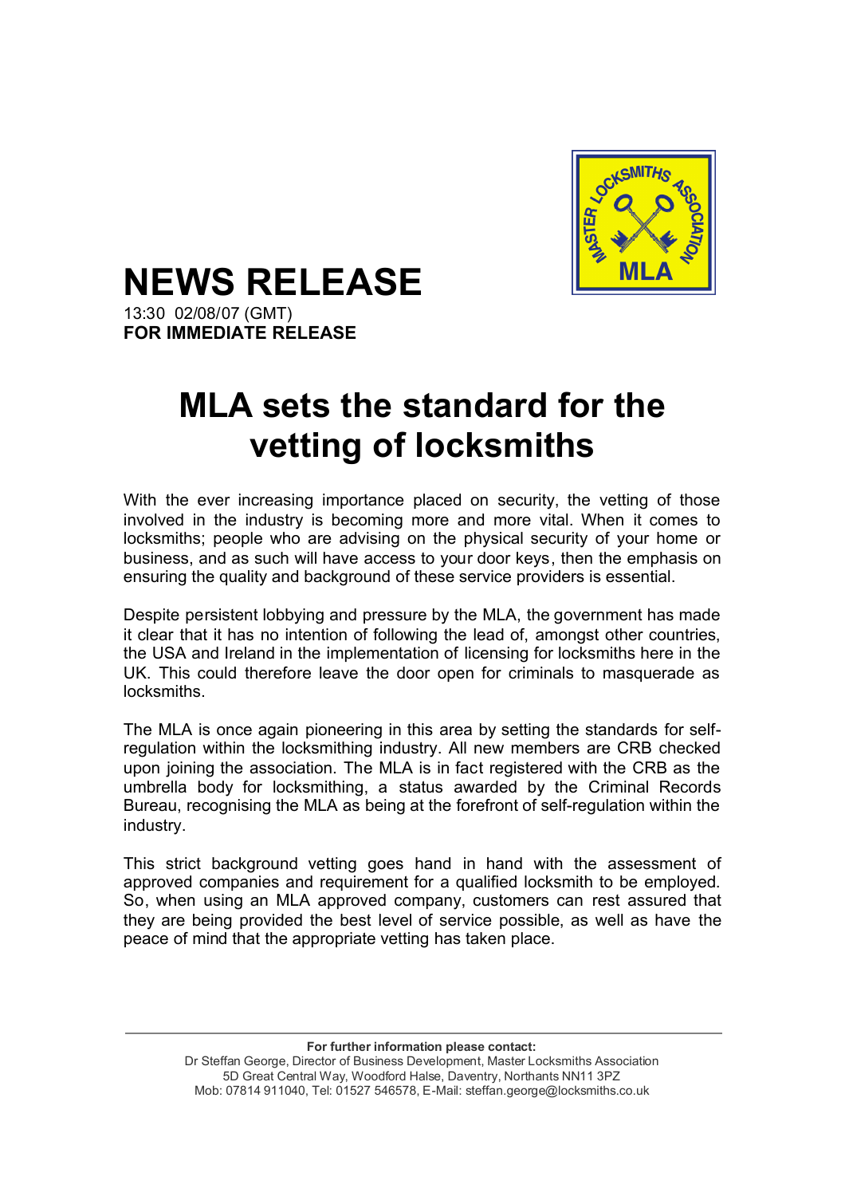# NEWS RELEASE

13:30 02/08/07 (GMT)
**FOR IMMEDIATE RELEASE**

# MLA sets the standard for the vetting of locksmiths

With the ever increasing importance placed on security, the vetting of those involved in the industry is becoming more and more vital. When it comes to locksmiths; people who are advising on the physical security of your home or business, and as such will have access to your door keys, then the emphasis on ensuring the quality and background of these service providers is essential.

Despite persistent lobbying and pressure by the MLA, the government has made it clear that it has no intention of following the lead of, amongst other countries, the USA and Ireland in the implementation of licensing for locksmiths here in the UK. This could therefore leave the door open for criminals to masquerade as locksmiths.

The MLA is once again pioneering in this area by setting the standards for self-regulation within the locksmithing industry. All new members are CRB checked upon joining the association. The MLA is in fact registered with the CRB as the umbrella body for locksmithing, a status awarded by the Criminal Records Bureau, recognising the MLA as being at the forefront of self-regulation within the industry.

This strict background vetting goes hand in hand with the assessment of approved companies and requirement for a qualified locksmith to be employed. So, when using an MLA approved company, customers can rest assured that they are being provided the best level of service possible, as well as have the peace of mind that the appropriate vetting has taken place.

---

**For further information please contact:**
Dr Steffan George, Director of Business Development, Master Locksmiths Association
5D Great Central Way, Woodford Halse, Daventry, Northants NN11 3PZ
Mob: 07814 911040, Tel: 01527 546578, E-Mail: steffan.george@locksmiths.co.uk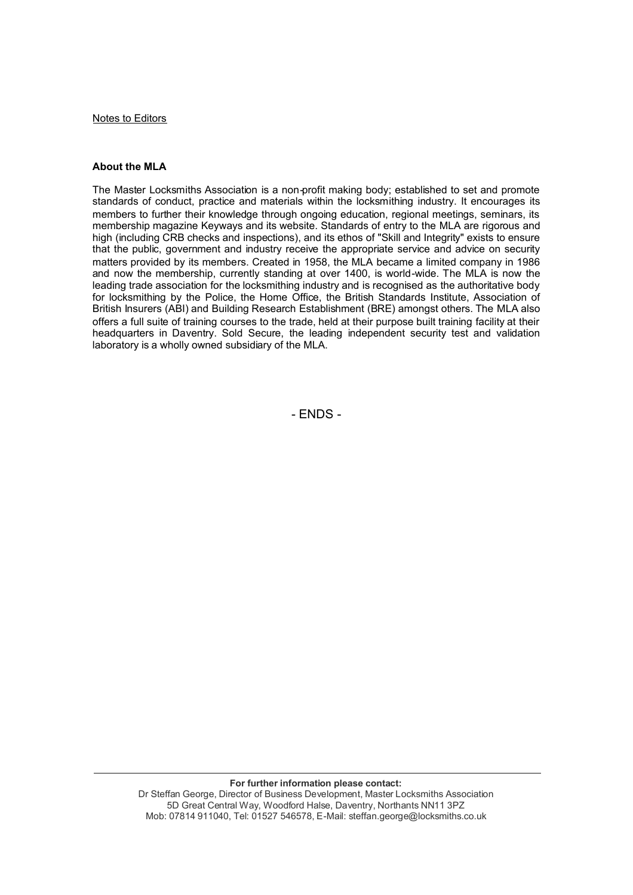Notes to Editors

**About the MLA**

The Master Locksmiths Association is a non-profit making body; established to set and promote standards of conduct, practice and materials within the locksmithing industry. It encourages its members to further their knowledge through ongoing education, regional meetings, seminars, its membership magazine Keyways and its website. Standards of entry to the MLA are rigorous and high (including CRB checks and inspections), and its ethos of "Skill and Integrity" exists to ensure that the public, government and industry receive the appropriate service and advice on security matters provided by its members. Created in 1958, the MLA became a limited company in 1986 and now the membership, currently standing at over 1400, is world-wide. The MLA is now the leading trade association for the locksmithing industry and is recognised as the authoritative body for locksmithing by the Police, the Home Office, the British Standards Institute, Association of British Insurers (ABI) and Building Research Establishment (BRE) amongst others. The MLA also offers a full suite of training courses to the trade, held at their purpose built training facility at their headquarters in Daventry. Sold Secure, the leading independent security test and validation laboratory is a wholly owned subsidiary of the MLA.

- ENDS -

**For further information please contact:**
Dr Steffan George, Director of Business Development, Master Locksmiths Association
5D Great Central Way, Woodford Halse, Daventry, Northants NN11 3PZ
Mob: 07814 911040, Tel: 01527 546578, E-Mail: steffan.george@locksmiths.co.uk